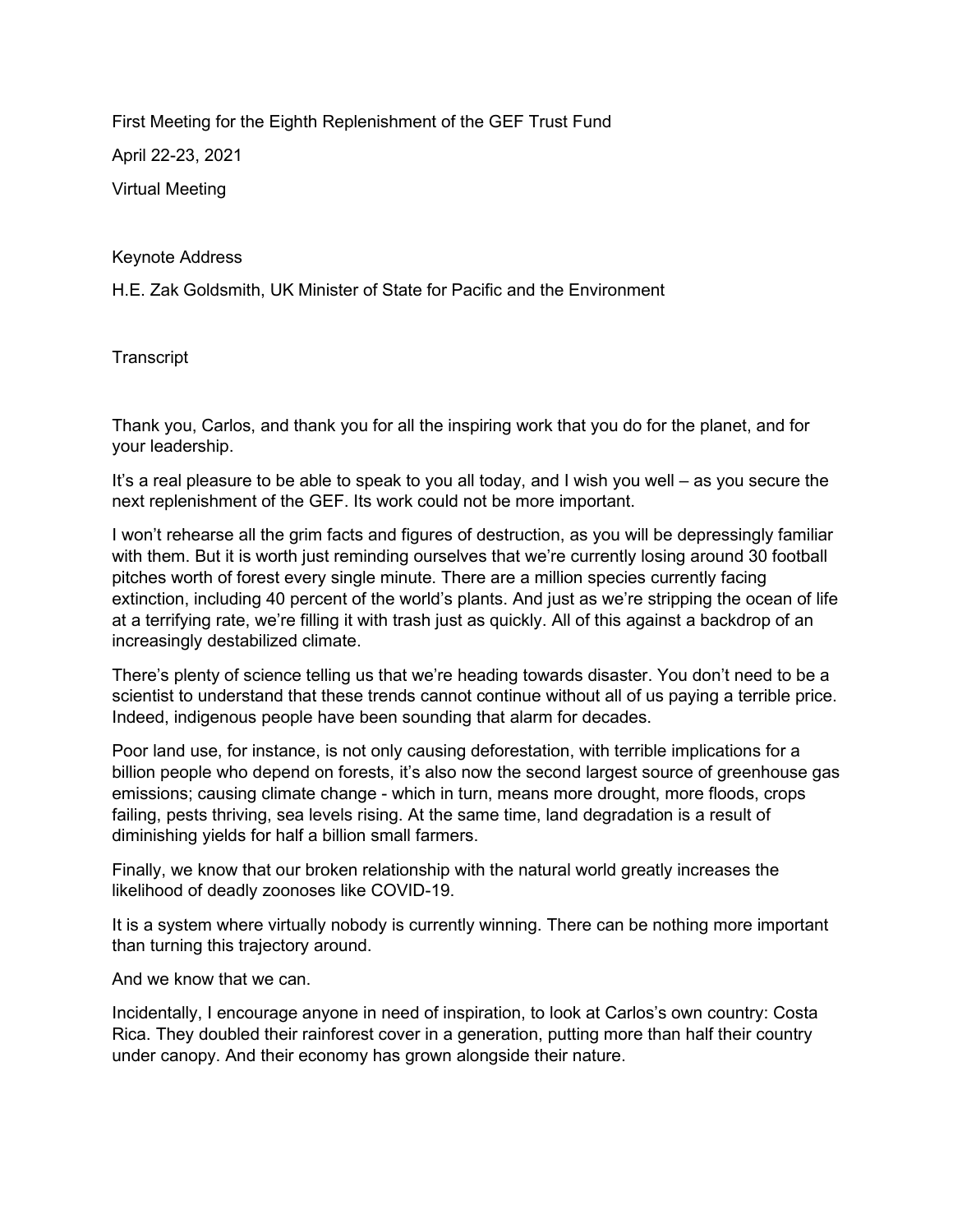First Meeting for the Eighth Replenishment of the GEF Trust Fund

April 22-23, 2021

Virtual Meeting

Keynote Address

H.E. Zak Goldsmith, UK Minister of State for Pacific and the Environment

Transcript

Thank you, Carlos, and thank you for all the inspiring work that you do for the planet, and for your leadership.

It's a real pleasure to be able to speak to you all today, and I wish you well – as you secure the next replenishment of the GEF. Its work could not be more important.

I won't rehearse all the grim facts and figures of destruction, as you will be depressingly familiar with them. But it is worth just reminding ourselves that we're currently losing around 30 football pitches worth of forest every single minute. There are a million species currently facing extinction, including 40 percent of the world's plants. And just as we're stripping the ocean of life at a terrifying rate, we're filling it with trash just as quickly. All of this against a backdrop of an increasingly destabilized climate.

There's plenty of science telling us that we're heading towards disaster. You don't need to be a scientist to understand that these trends cannot continue without all of us paying a terrible price. Indeed, indigenous people have been sounding that alarm for decades.

Poor land use, for instance, is not only causing deforestation, with terrible implications for a billion people who depend on forests, it's also now the second largest source of greenhouse gas emissions; causing climate change - which in turn, means more drought, more floods, crops failing, pests thriving, sea levels rising. At the same time, land degradation is a result of diminishing yields for half a billion small farmers.

Finally, we know that our broken relationship with the natural world greatly increases the likelihood of deadly zoonoses like COVID-19.

It is a system where virtually nobody is currently winning. There can be nothing more important than turning this trajectory around.

And we know that we can.

Incidentally, I encourage anyone in need of inspiration, to look at Carlos's own country: Costa Rica. They doubled their rainforest cover in a generation, putting more than half their country under canopy. And their economy has grown alongside their nature.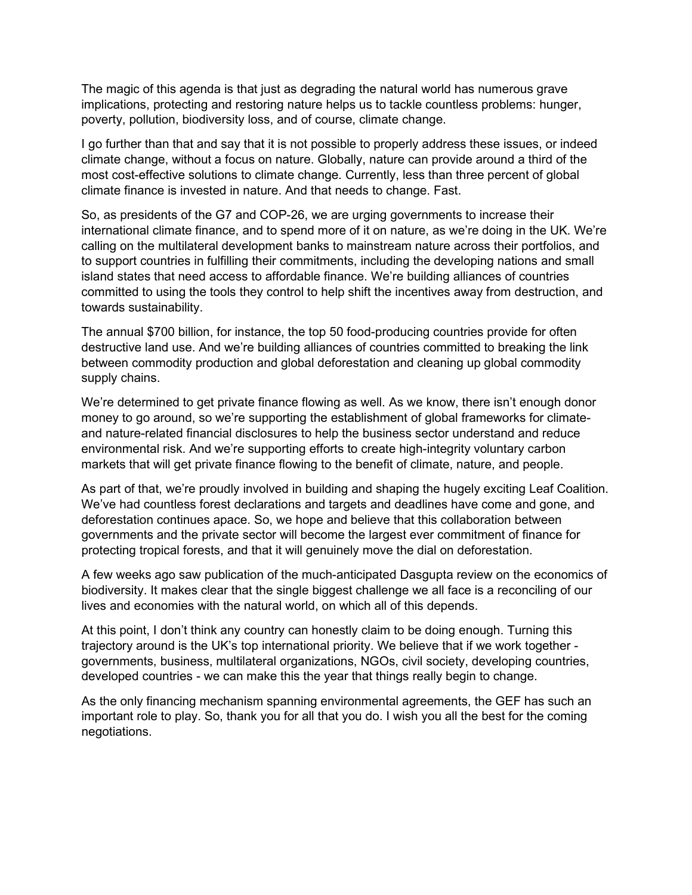The magic of this agenda is that just as degrading the natural world has numerous grave implications, protecting and restoring nature helps us to tackle countless problems: hunger, poverty, pollution, biodiversity loss, and of course, climate change.

I go further than that and say that it is not possible to properly address these issues, or indeed climate change, without a focus on nature. Globally, nature can provide around a third of the most cost-effective solutions to climate change. Currently, less than three percent of global climate finance is invested in nature. And that needs to change. Fast.

So, as presidents of the G7 and COP-26, we are urging governments to increase their international climate finance, and to spend more of it on nature, as we're doing in the UK. We're calling on the multilateral development banks to mainstream nature across their portfolios, and to support countries in fulfilling their commitments, including the developing nations and small island states that need access to affordable finance. We're building alliances of countries committed to using the tools they control to help shift the incentives away from destruction, and towards sustainability.

The annual $700 billion, for instance, the top 50 food-producing countries provide for often destructive land use. And we're building alliances of countries committed to breaking the link between commodity production and global deforestation and cleaning up global commodity supply chains.

We're determined to get private finance flowing as well. As we know, there isn't enough donor money to go around, so we're supporting the establishment of global frameworks for climate- and nature-related financial disclosures to help the business sector understand and reduce environmental risk. And we're supporting efforts to create high-integrity voluntary carbon markets that will get private finance flowing to the benefit of climate, nature, and people.

As part of that, we're proudly involved in building and shaping the hugely exciting Leaf Coalition. We've had countless forest declarations and targets and deadlines have come and gone, and deforestation continues apace. So, we hope and believe that this collaboration between governments and the private sector will become the largest ever commitment of finance for protecting tropical forests, and that it will genuinely move the dial on deforestation.

A few weeks ago saw publication of the much-anticipated Dasgupta review on the economics of biodiversity. It makes clear that the single biggest challenge we all face is a reconciling of our lives and economies with the natural world, on which all of this depends.

At this point, I don't think any country can honestly claim to be doing enough. Turning this trajectory around is the UK's top international priority. We believe that if we work together - governments, business, multilateral organizations, NGOs, civil society, developing countries, developed countries - we can make this the year that things really begin to change.

As the only financing mechanism spanning environmental agreements, the GEF has such an important role to play. So, thank you for all that you do. I wish you all the best for the coming negotiations.